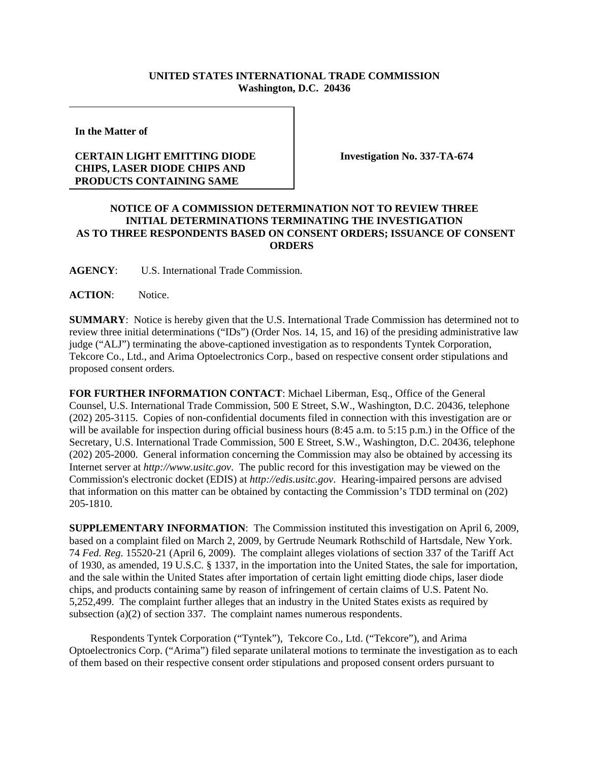**UNITED STATES INTERNATIONAL TRADE COMMISSION**
**Washington, D.C. 20436**

**In the Matter of**

**CERTAIN LIGHT EMITTING DIODE CHIPS, LASER DIODE CHIPS AND PRODUCTS CONTAINING SAME**

**Investigation No. 337-TA-674**

**NOTICE OF A COMMISSION DETERMINATION NOT TO REVIEW THREE INITIAL DETERMINATIONS TERMINATING THE INVESTIGATION AS TO THREE RESPONDENTS BASED ON CONSENT ORDERS; ISSUANCE OF CONSENT ORDERS**

**AGENCY**: U.S. International Trade Commission.

**ACTION**: Notice.

**SUMMARY**: Notice is hereby given that the U.S. International Trade Commission has determined not to review three initial determinations ("IDs") (Order Nos. 14, 15, and 16) of the presiding administrative law judge ("ALJ") terminating the above-captioned investigation as to respondents Tyntek Corporation, Tekcore Co., Ltd., and Arima Optoelectronics Corp., based on respective consent order stipulations and proposed consent orders.

**FOR FURTHER INFORMATION CONTACT**: Michael Liberman, Esq., Office of the General Counsel, U.S. International Trade Commission, 500 E Street, S.W., Washington, D.C. 20436, telephone (202) 205-3115. Copies of non-confidential documents filed in connection with this investigation are or will be available for inspection during official business hours (8:45 a.m. to 5:15 p.m.) in the Office of the Secretary, U.S. International Trade Commission, 500 E Street, S.W., Washington, D.C. 20436, telephone (202) 205-2000. General information concerning the Commission may also be obtained by accessing its Internet server at *http://www.usitc.gov*. The public record for this investigation may be viewed on the Commission's electronic docket (EDIS) at *http://edis.usitc.gov*. Hearing-impaired persons are advised that information on this matter can be obtained by contacting the Commission's TDD terminal on (202) 205-1810.

**SUPPLEMENTARY INFORMATION**: The Commission instituted this investigation on April 6, 2009, based on a complaint filed on March 2, 2009, by Gertrude Neumark Rothschild of Hartsdale, New York. 74 *Fed. Reg.* 15520-21 (April 6, 2009). The complaint alleges violations of section 337 of the Tariff Act of 1930, as amended, 19 U.S.C. § 1337, in the importation into the United States, the sale for importation, and the sale within the United States after importation of certain light emitting diode chips, laser diode chips, and products containing same by reason of infringement of certain claims of U.S. Patent No. 5,252,499. The complaint further alleges that an industry in the United States exists as required by subsection (a)(2) of section 337. The complaint names numerous respondents.

Respondents Tyntek Corporation ("Tyntek"), Tekcore Co., Ltd. ("Tekcore"), and Arima Optoelectronics Corp. ("Arima") filed separate unilateral motions to terminate the investigation as to each of them based on their respective consent order stipulations and proposed consent orders pursuant to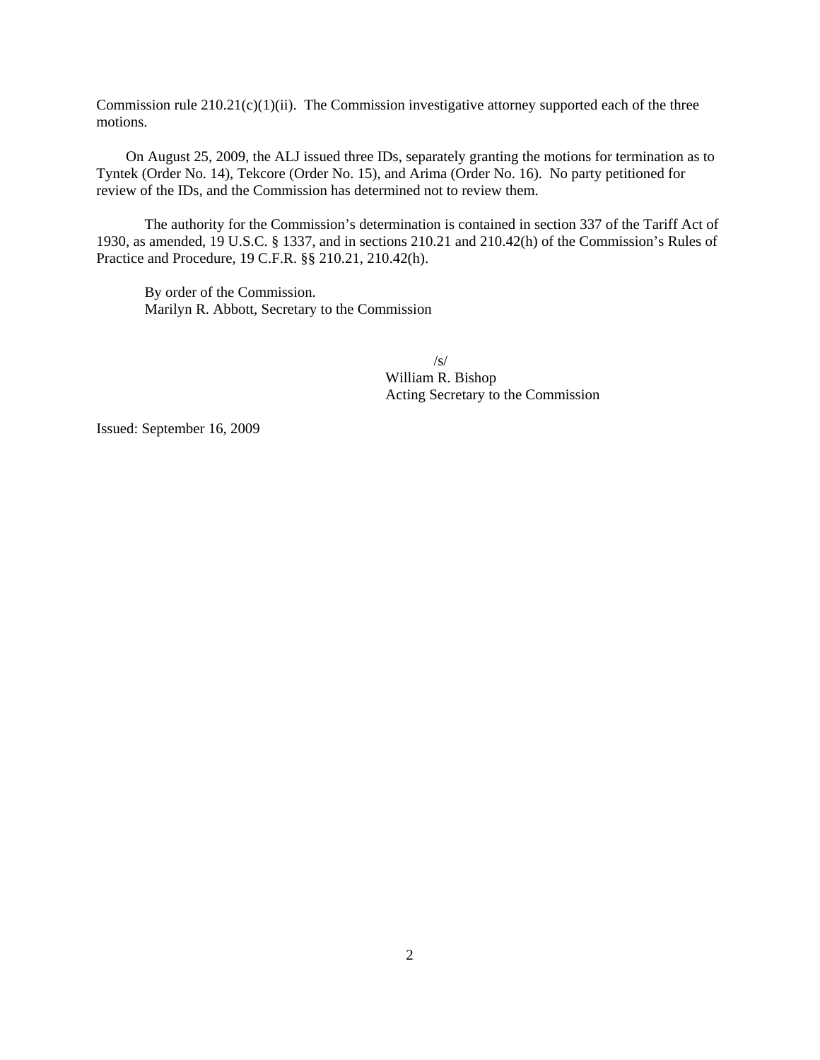Commission rule 210.21(c)(1)(ii). The Commission investigative attorney supported each of the three motions.

On August 25, 2009, the ALJ issued three IDs, separately granting the motions for termination as to Tyntek (Order No. 14), Tekcore (Order No. 15), and Arima (Order No. 16). No party petitioned for review of the IDs, and the Commission has determined not to review them.

The authority for the Commission's determination is contained in section 337 of the Tariff Act of 1930, as amended, 19 U.S.C. § 1337, and in sections 210.21 and 210.42(h) of the Commission's Rules of Practice and Procedure, 19 C.F.R. §§ 210.21, 210.42(h).

By order of the Commission.
Marilyn R. Abbott, Secretary to the Commission

/s/
William R. Bishop
Acting Secretary to the Commission

Issued: September 16, 2009